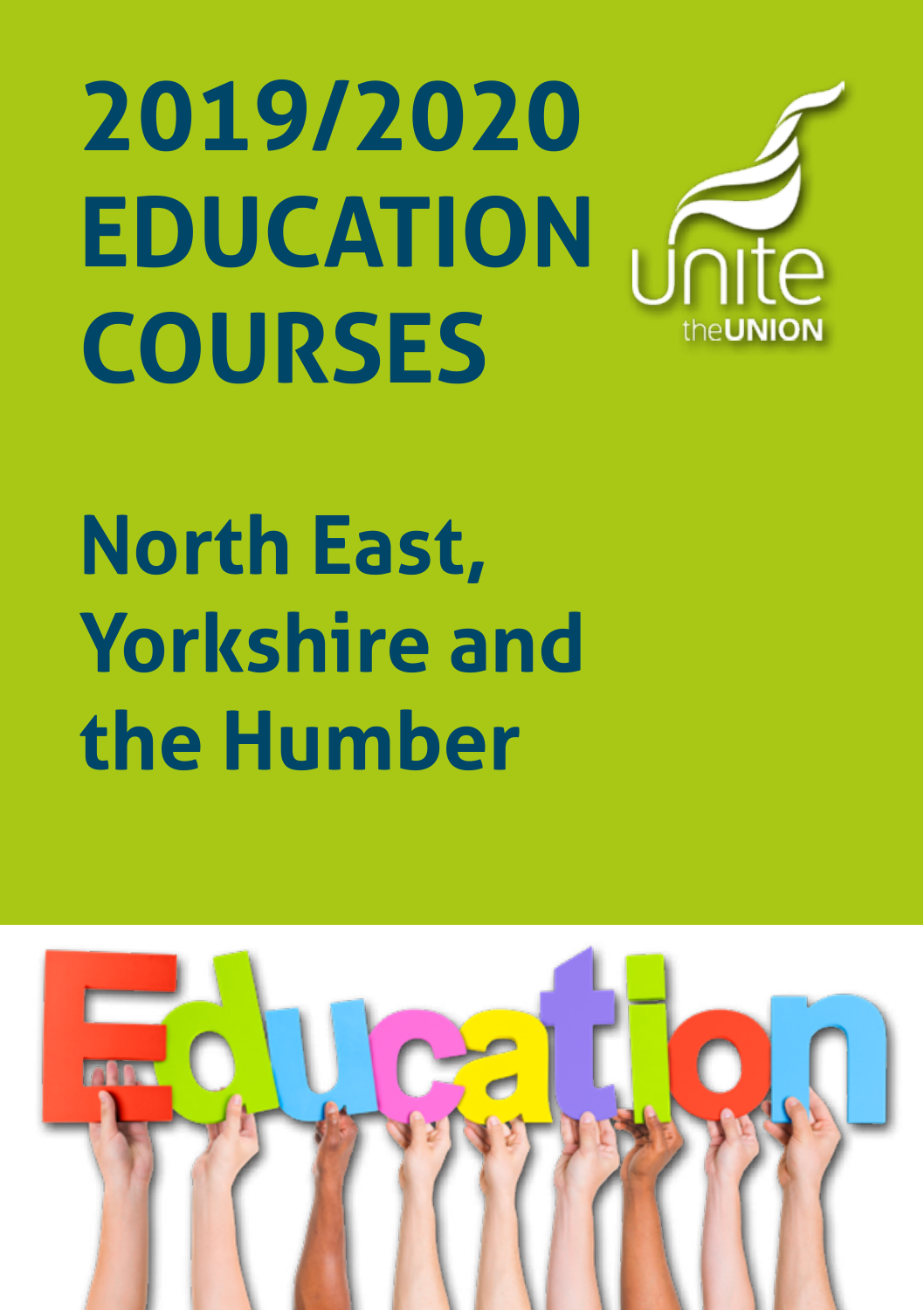# 2019/2020 EDUCATION COURSES

unite theUNION

## North East, Yorkshire and the Humber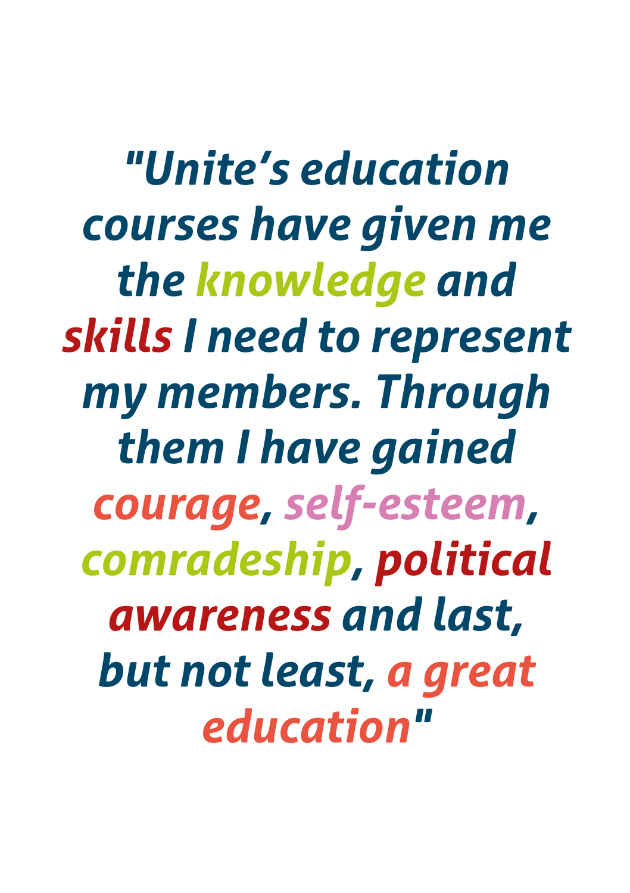*"Unite's education courses have given me the knowledge and skills I need to represent my members. Through them I have gained courage, self-esteem, comradeship, political awareness and last, but not least, a great education"*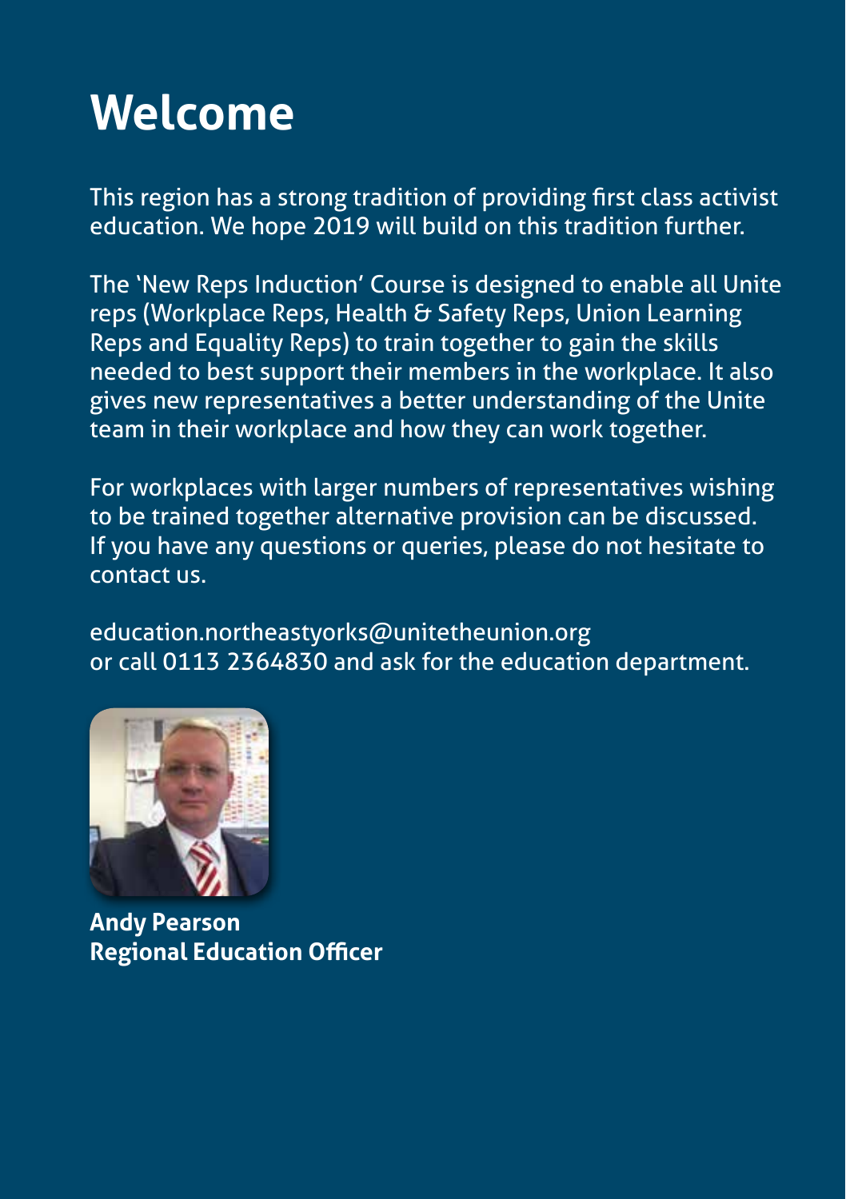# Welcome

This region has a strong tradition of providing first class activist education. We hope 2019 will build on this tradition further.

The 'New Reps Induction' Course is designed to enable all Unite reps (Workplace Reps, Health & Safety Reps, Union Learning Reps and Equality Reps) to train together to gain the skills needed to best support their members in the workplace. It also gives new representatives a better understanding of the Unite team in their workplace and how they can work together.

For workplaces with larger numbers of representatives wishing to be trained together alternative provision can be discussed. If you have any questions or queries, please do not hesitate to contact us.

education.northeastyorks@unitetheunion.org
or call 0113 2364830 and ask for the education department.

**Andy Pearson**
**Regional Education Officer**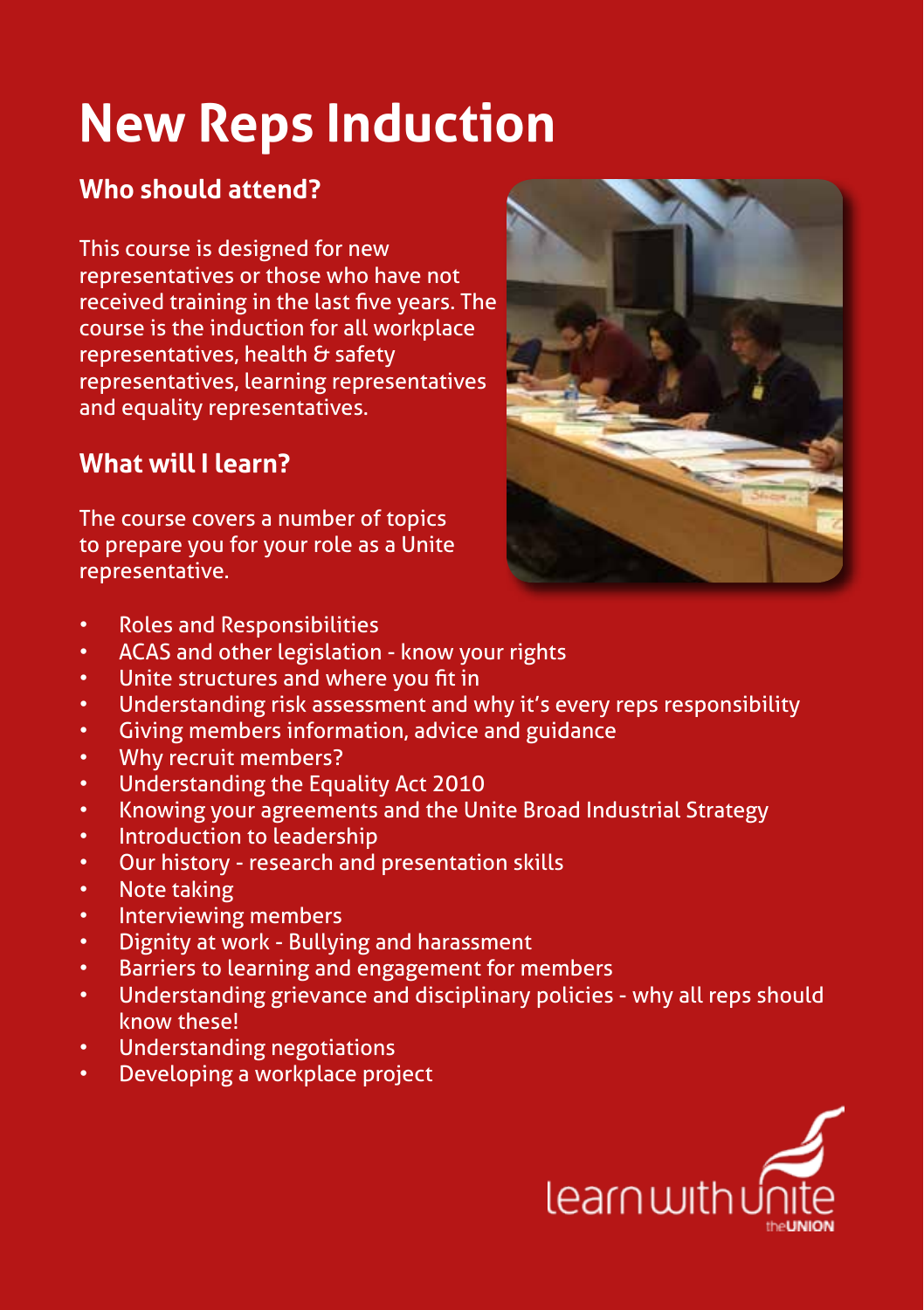# New Reps Induction

## Who should attend?

This course is designed for new representatives or those who have not received training in the last five years. The course is the induction for all workplace representatives, health & safety representatives, learning representatives and equality representatives.

## What will I learn?

The course covers a number of topics to prepare you for your role as a Unite representative.

- Roles and Responsibilities
- ACAS and other legislation - know your rights
- Unite structures and where you fit in
- Understanding risk assessment and why it's every reps responsibility
- Giving members information, advice and guidance
- Why recruit members?
- Understanding the Equality Act 2010
- Knowing your agreements and the Unite Broad Industrial Strategy
- Introduction to leadership
- Our history - research and presentation skills
- Note taking
- Interviewing members
- Dignity at work - Bullying and harassment
- Barriers to learning and engagement for members
- Understanding grievance and disciplinary policies - why all reps should know these!
- Understanding negotiations
- Developing a workplace project

learn with unite theUNION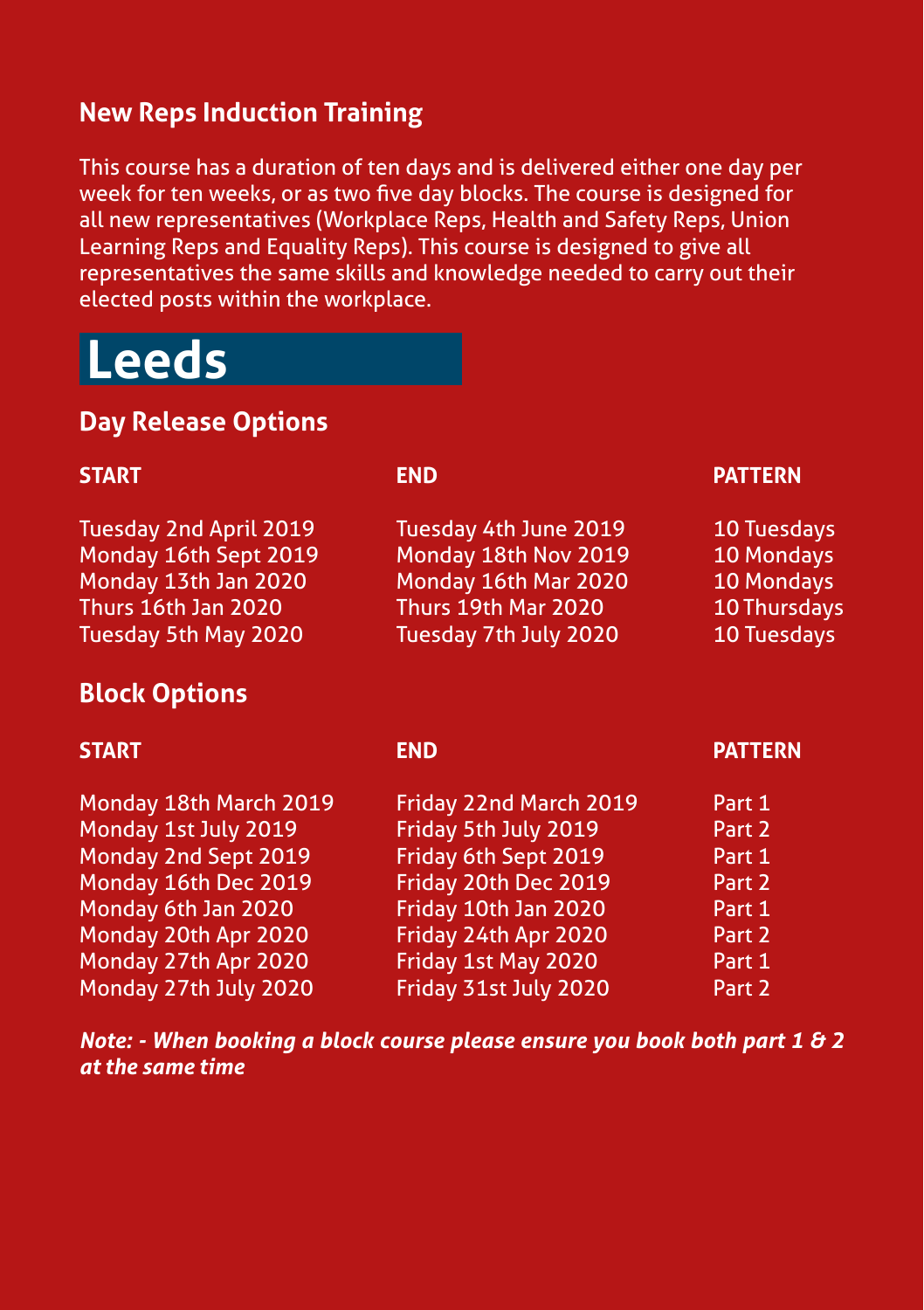## New Reps Induction Training

This course has a duration of ten days and is delivered either one day per week for ten weeks, or as two five day blocks. The course is designed for all new representatives (Workplace Reps, Health and Safety Reps, Union Learning Reps and Equality Reps). This course is designed to give all representatives the same skills and knowledge needed to carry out their elected posts within the workplace.

# Leeds

### Day Release Options

| START | END | PATTERN |
|---|---|---|
| Tuesday 2nd April 2019 | Tuesday 4th June 2019 | 10 Tuesdays |
| Monday 16th Sept 2019 | Monday 18th Nov 2019 | 10 Mondays |
| Monday 13th Jan 2020 | Monday 16th Mar 2020 | 10 Mondays |
| Thurs 16th Jan 2020 | Thurs 19th Mar 2020 | 10 Thursdays |
| Tuesday 5th May 2020 | Tuesday 7th July 2020 | 10 Tuesdays |

### Block Options

| START | END | PATTERN |
|---|---|---|
| Monday 18th March 2019 | Friday 22nd March 2019 | Part 1 |
| Monday 1st July 2019 | Friday 5th July 2019 | Part 2 |
| Monday 2nd Sept 2019 | Friday 6th Sept 2019 | Part 1 |
| Monday 16th Dec 2019 | Friday 20th Dec 2019 | Part 2 |
| Monday 6th Jan 2020 | Friday 10th Jan 2020 | Part 1 |
| Monday 20th Apr 2020 | Friday 24th Apr 2020 | Part 2 |
| Monday 27th Apr 2020 | Friday 1st May 2020 | Part 1 |
| Monday 27th July 2020 | Friday 31st July 2020 | Part 2 |

***Note: - When booking a block course please ensure you book both part 1 & 2 at the same time***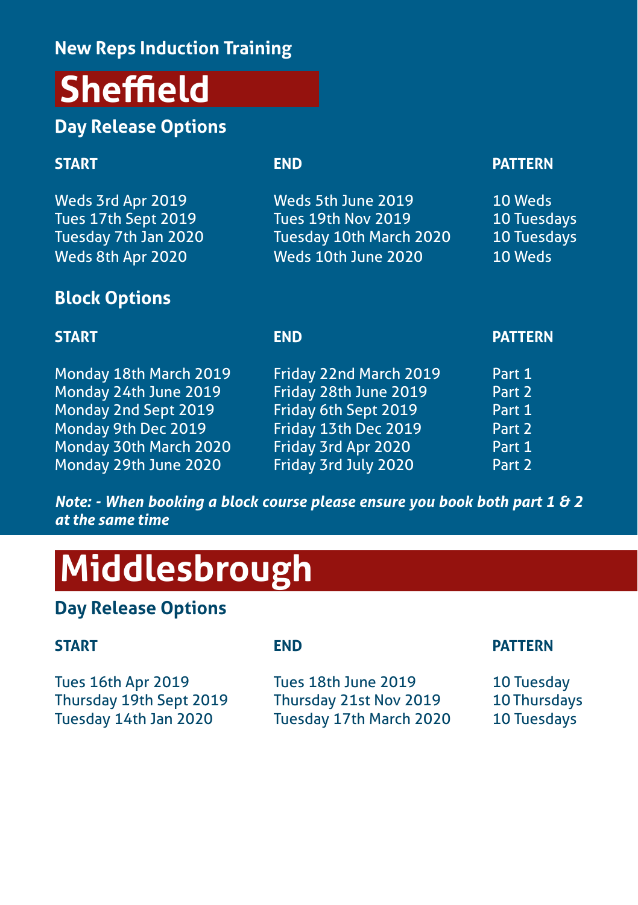### New Reps Induction Training

# Sheffield

## Day Release Options

| START | END | PATTERN |
|---|---|---|
| Weds 3rd Apr 2019 | Weds 5th June 2019 | 10 Weds |
| Tues 17th Sept 2019 | Tues 19th Nov 2019 | 10 Tuesdays |
| Tuesday 7th Jan 2020 | Tuesday 10th March 2020 | 10 Tuesdays |
| Weds 8th Apr 2020 | Weds 10th June 2020 | 10 Weds |

## Block Options

| START | END | PATTERN |
|---|---|---|
| Monday 18th March 2019 | Friday 22nd March 2019 | Part 1 |
| Monday 24th June 2019 | Friday 28th June 2019 | Part 2 |
| Monday 2nd Sept 2019 | Friday 6th Sept 2019 | Part 1 |
| Monday 9th Dec 2019 | Friday 13th Dec 2019 | Part 2 |
| Monday 30th March 2020 | Friday 3rd Apr 2020 | Part 1 |
| Monday 29th June 2020 | Friday 3rd July 2020 | Part 2 |

***Note: - When booking a block course please ensure you book both part 1 & 2 at the same time***

# Middlesbrough

## Day Release Options

| START | END | PATTERN |
|---|---|---|
| Tues 16th Apr 2019 | Tues 18th June 2019 | 10 Tuesday |
| Thursday 19th Sept 2019 | Thursday 21st Nov 2019 | 10 Thursdays |
| Tuesday 14th Jan 2020 | Tuesday 17th March 2020 | 10 Tuesdays |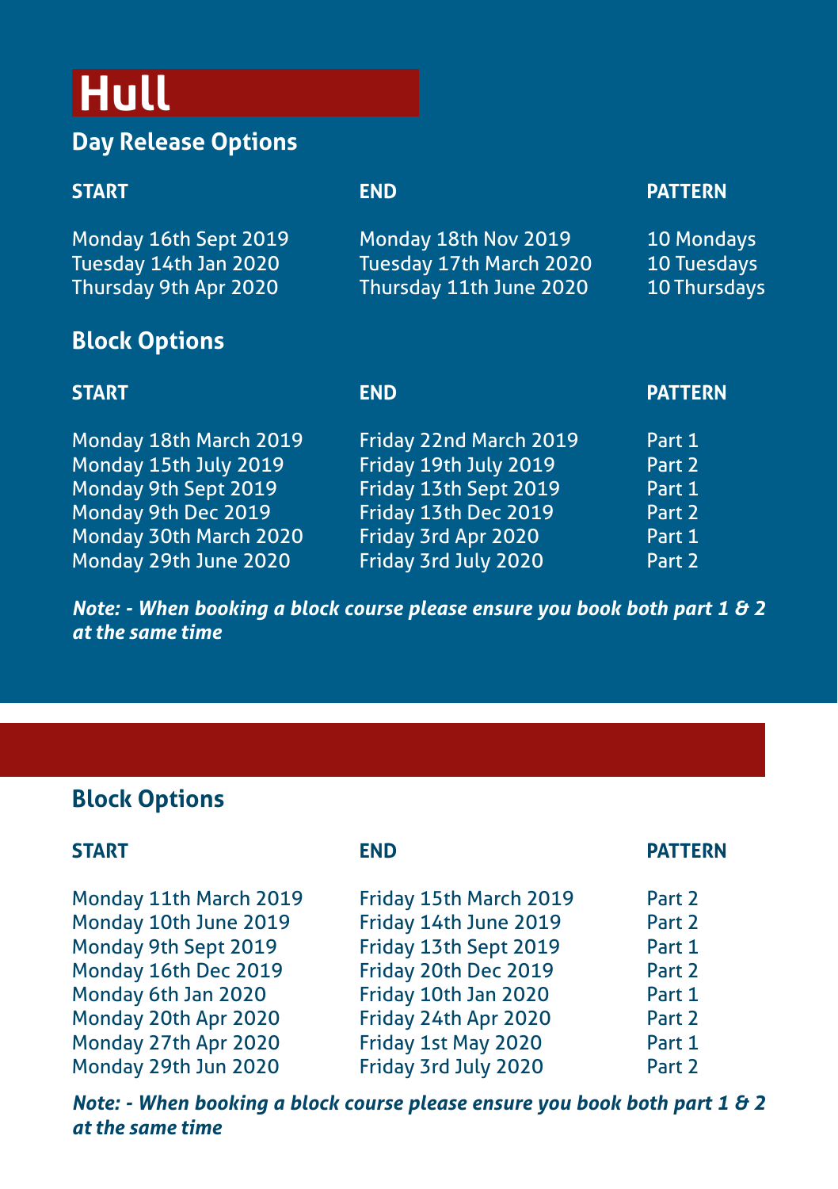# Hull

## Day Release Options

| START | END | PATTERN |
|---|---|---|
| Monday 16th Sept 2019 | Monday 18th Nov 2019 | 10 Mondays |
| Tuesday 14th Jan 2020 | Tuesday 17th March 2020 | 10 Tuesdays |
| Thursday 9th Apr 2020 | Thursday 11th June 2020 | 10 Thursdays |

## Block Options

| START | END | PATTERN |
|---|---|---|
| Monday 18th March 2019 | Friday 22nd March 2019 | Part 1 |
| Monday 15th July 2019 | Friday 19th July 2019 | Part 2 |
| Monday 9th Sept 2019 | Friday 13th Sept 2019 | Part 1 |
| Monday 9th Dec 2019 | Friday 13th Dec 2019 | Part 2 |
| Monday 30th March 2020 | Friday 3rd Apr 2020 | Part 1 |
| Monday 29th June 2020 | Friday 3rd July 2020 | Part 2 |

***Note: - When booking a block course please ensure you book both part 1 & 2 at the same time***

## Block Options

| START | END | PATTERN |
|---|---|---|
| Monday 11th March 2019 | Friday 15th March 2019 | Part 2 |
| Monday 10th June 2019 | Friday 14th June 2019 | Part 2 |
| Monday 9th Sept 2019 | Friday 13th Sept 2019 | Part 1 |
| Monday 16th Dec 2019 | Friday 20th Dec 2019 | Part 2 |
| Monday 6th Jan 2020 | Friday 10th Jan 2020 | Part 1 |
| Monday 20th Apr 2020 | Friday 24th Apr 2020 | Part 2 |
| Monday 27th Apr 2020 | Friday 1st May 2020 | Part 1 |
| Monday 29th Jun 2020 | Friday 3rd July 2020 | Part 2 |

***Note: - When booking a block course please ensure you book both part 1 & 2 at the same time***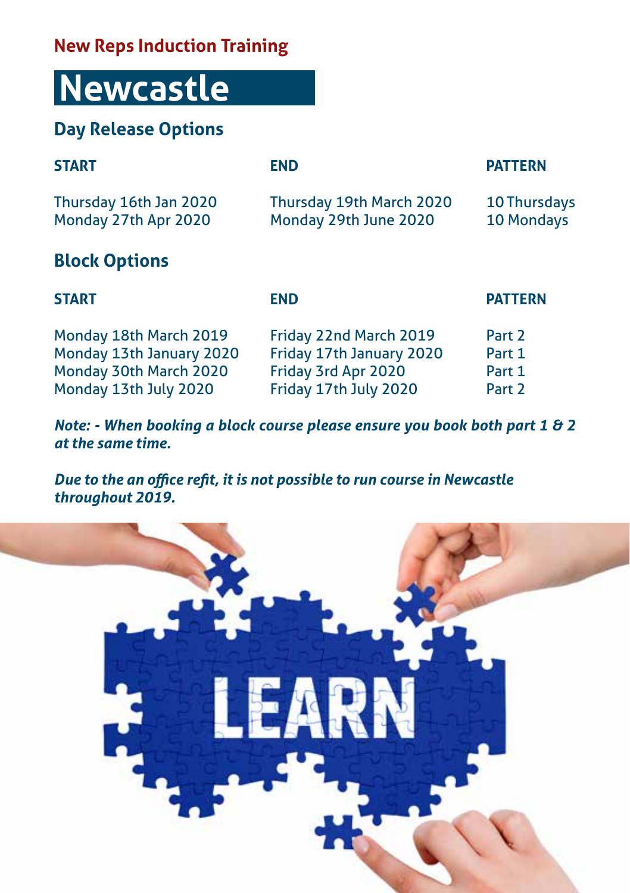**New Reps Induction Training**

# Newcastle

## Day Release Options

| START | END | PATTERN |
|---|---|---|
| Thursday 16th Jan 2020 | Thursday 19th March 2020 | 10 Thursdays |
| Monday 27th Apr 2020 | Monday 29th June 2020 | 10 Mondays |

## Block Options

| START | END | PATTERN |
|---|---|---|
| Monday 18th March 2019 | Friday 22nd March 2019 | Part 2 |
| Monday 13th January 2020 | Friday 17th January 2020 | Part 1 |
| Monday 30th March 2020 | Friday 3rd Apr 2020 | Part 1 |
| Monday 13th July 2020 | Friday 17th July 2020 | Part 2 |

***Note: - When booking a block course please ensure you book both part 1 & 2 at the same time.***

***Due to the an office refit, it is not possible to run course in Newcastle throughout 2019.***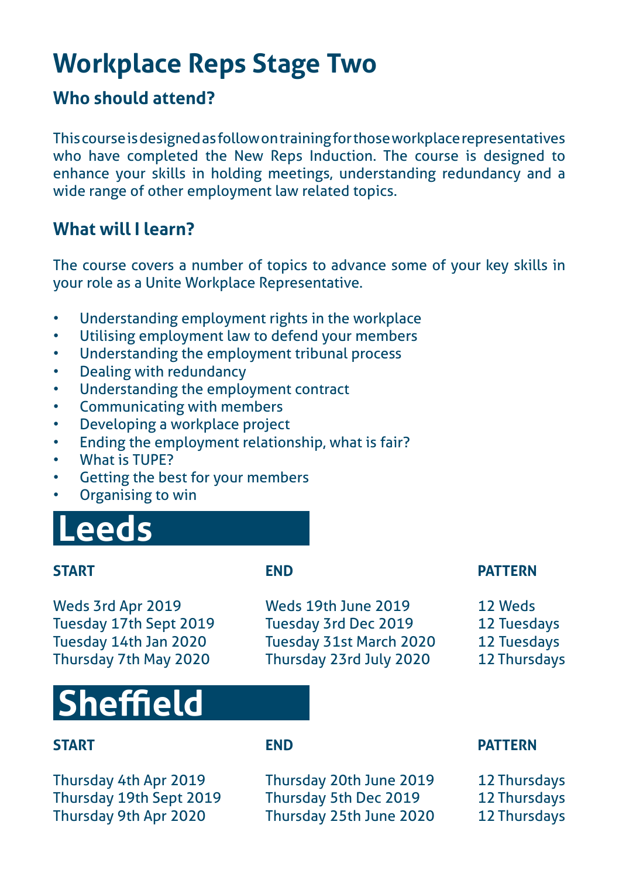# Workplace Reps Stage Two

## Who should attend?

This course is designed as follow on training for those workplace representatives who have completed the New Reps Induction. The course is designed to enhance your skills in holding meetings, understanding redundancy and a wide range of other employment law related topics.

## What will I learn?

The course covers a number of topics to advance some of your key skills in your role as a Unite Workplace Representative.

- Understanding employment rights in the workplace
- Utilising employment law to defend your members
- Understanding the employment tribunal process
- Dealing with redundancy
- Understanding the employment contract
- Communicating with members
- Developing a workplace project
- Ending the employment relationship, what is fair?
- What is TUPE?
- Getting the best for your members
- Organising to win

# Leeds

| START | END | PATTERN |
|---|---|---|
| Weds 3rd Apr 2019 | Weds 19th June 2019 | 12 Weds |
| Tuesday 17th Sept 2019 | Tuesday 3rd Dec 2019 | 12 Tuesdays |
| Tuesday 14th Jan 2020 | Tuesday 31st March 2020 | 12 Tuesdays |
| Thursday 7th May 2020 | Thursday 23rd July 2020 | 12 Thursdays |

# Sheffield

| START | END | PATTERN |
|---|---|---|
| Thursday 4th Apr 2019 | Thursday 20th June 2019 | 12 Thursdays |
| Thursday 19th Sept 2019 | Thursday 5th Dec 2019 | 12 Thursdays |
| Thursday 9th Apr 2020 | Thursday 25th June 2020 | 12 Thursdays |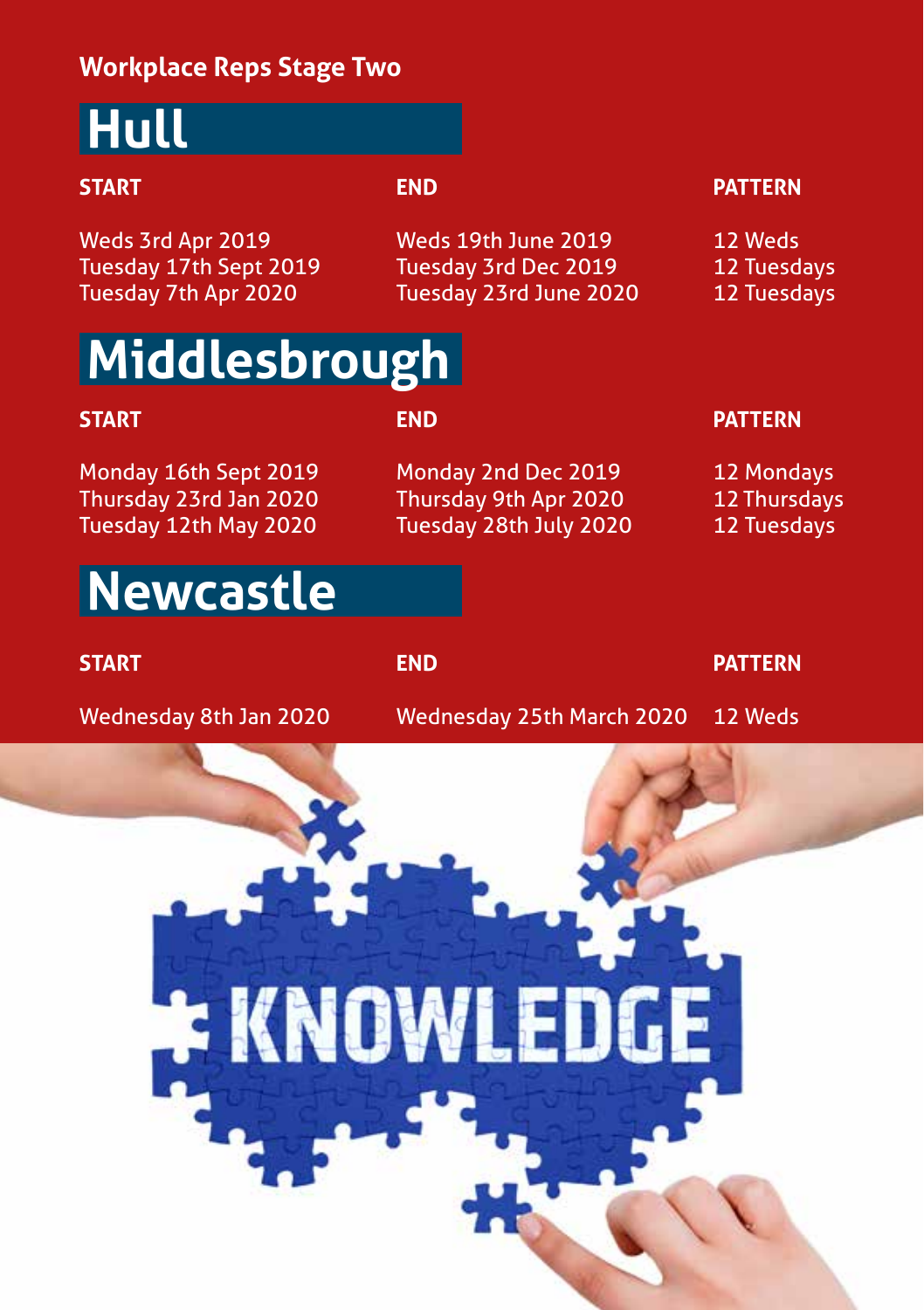## Workplace Reps Stage Two

# Hull

| START | END | PATTERN |
| --- | --- | --- |
| Weds 3rd Apr 2019 | Weds 19th June 2019 | 12 Weds |
| Tuesday 17th Sept 2019 | Tuesday 3rd Dec 2019 | 12 Tuesdays |
| Tuesday 7th Apr 2020 | Tuesday 23rd June 2020 | 12 Tuesdays |

# Middlesbrough

| START | END | PATTERN |
| --- | --- | --- |
| Monday 16th Sept 2019 | Monday 2nd Dec 2019 | 12 Mondays |
| Thursday 23rd Jan 2020 | Thursday 9th Apr 2020 | 12 Thursdays |
| Tuesday 12th May 2020 | Tuesday 28th July 2020 | 12 Tuesdays |

# Newcastle

| START | END | PATTERN |
| --- | --- | --- |
| Wednesday 8th Jan 2020 | Wednesday 25th March 2020 | 12 Weds |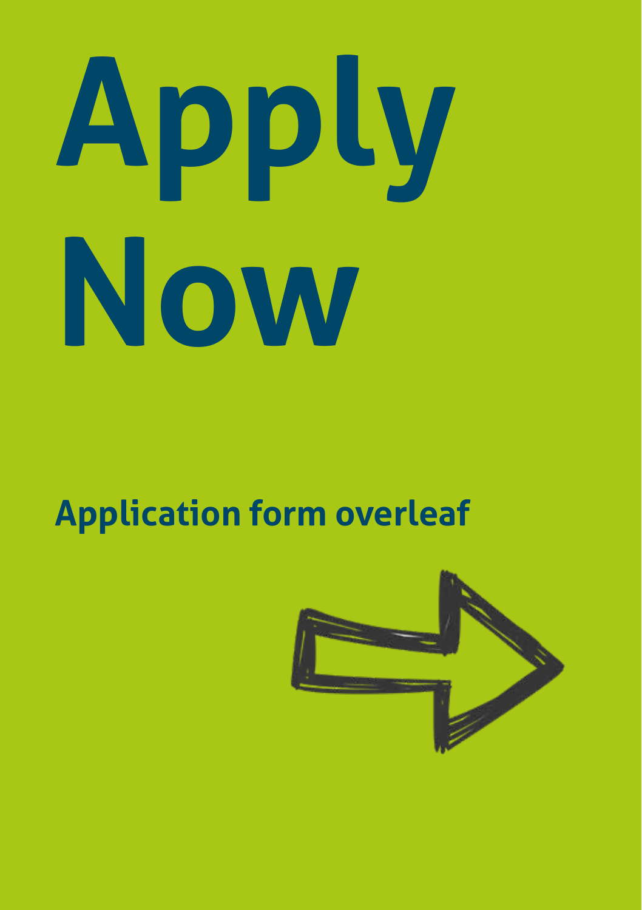# Apply Now

## Application form overleaf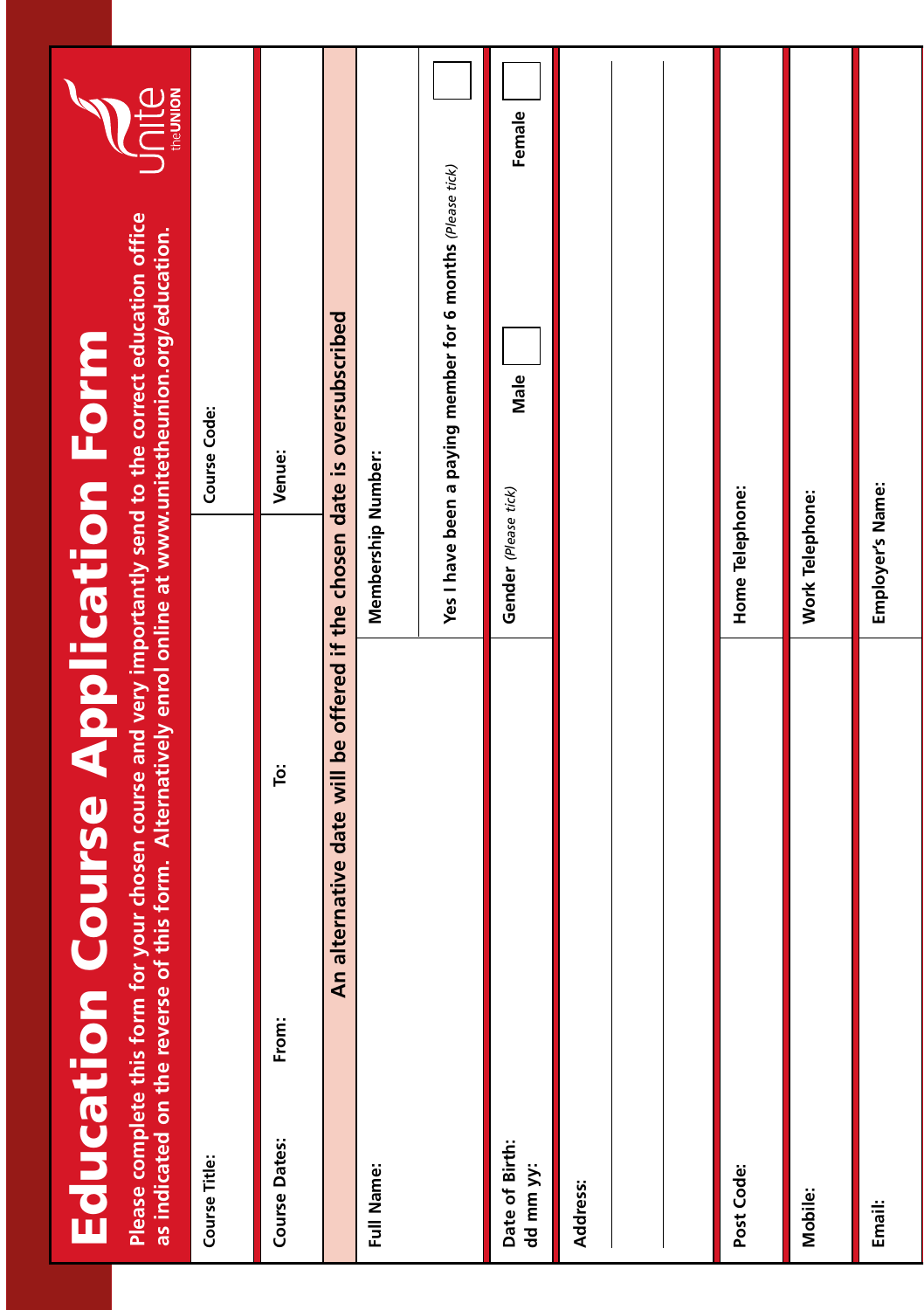# Education Course Application Form

**Please complete this form for your chosen course and very importantly send to the correct education office as indicated on the reverse of this form. Alternatively enrol online at www.unitetheunion.org/education.**

Unite the UNION

| | |
|---|---|
| Course Title: | Course Code: |
| Course Dates: From: To: | Venue: |

**An alternative date will be offered if the chosen date is oversubscribed**

| | |
|---|---|
| Full Name: | Membership Number: |
| | Yes I have been a paying member for 6 months *(Please tick)* ☐ |
| Date of Birth: dd mm yy: | Gender *(Please tick)* Male ☐ Female ☐ |
| Address: | |
| Post Code: | Home Telephone: |
| Mobile: | Work Telephone: |
| Email: | Employer's Name: |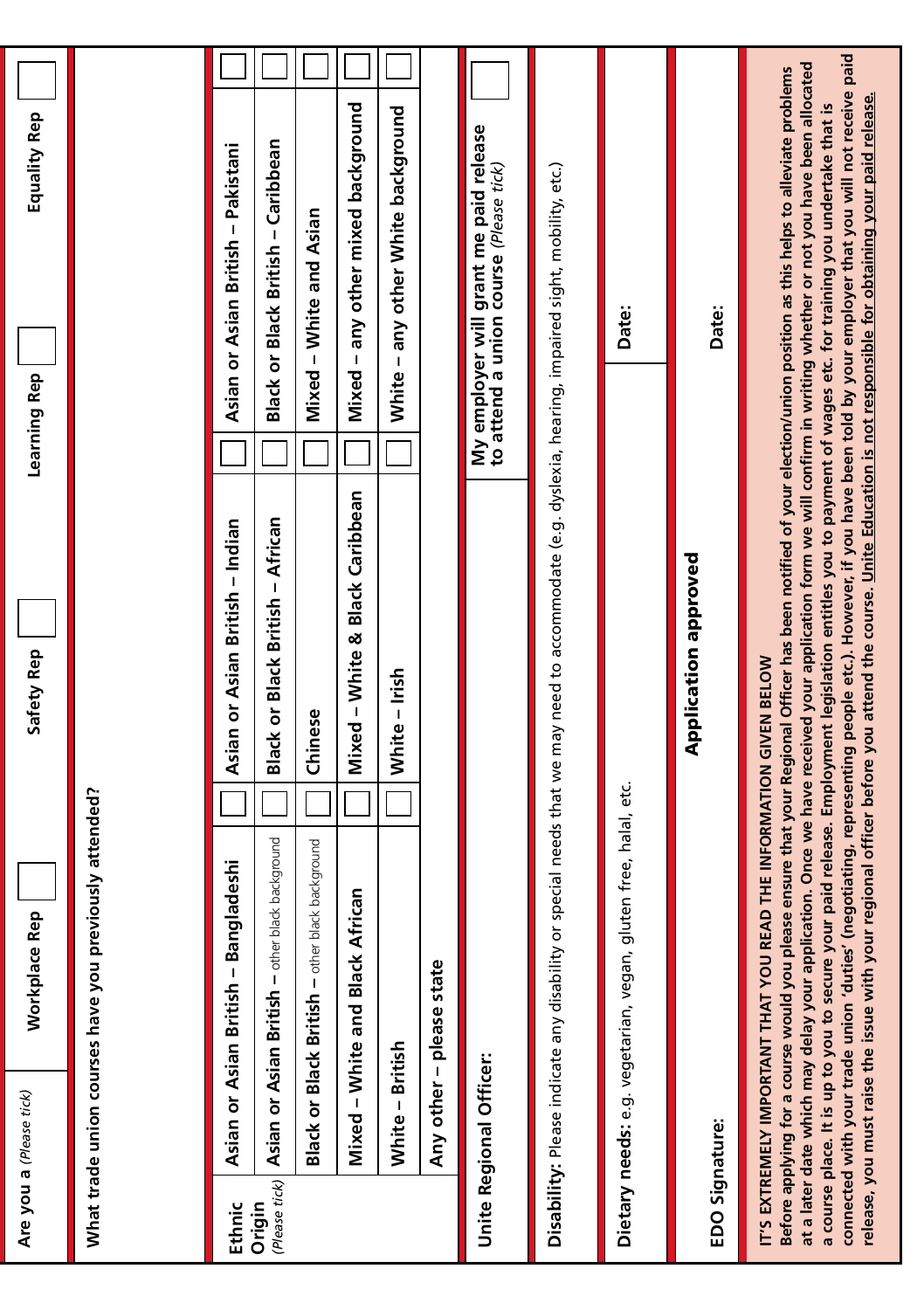Are you a *(Please tick)* Workplace Rep ☐ Safety Rep ☐ Learning Rep ☐ Equality Rep ☐

What trade union courses have you previously attended?

| Ethnic Origin *(Please tick)* | | | | | |
|---|---|---|---|---|---|
| Asian or Asian British – Bangladeshi | ☐ | Asian or Asian British – Indian | ☐ | Asian or Asian British – Pakistani | ☐ |
| Asian or Asian British – other black background | ☐ | Black or Black British – African | ☐ | Black or Black British – Caribbean | ☐ |
| Black or Black British – other black background | ☐ | Chinese | ☐ | Mixed – White and Asian | ☐ |
| Mixed – White and Black African | ☐ | Mixed – White & Black Caribbean | ☐ | Mixed – any other mixed background | ☐ |
| White – British | ☐ | White – Irish | ☐ | White – any other White background | ☐ |
| Any other – please state | | | | | |

Unite Regional Officer: | **My employer will grant me paid release to attend a union course** *(Please tick)* ☐

**Disability:** Please indicate any disability or special needs that we may need to accommodate (e.g. dyslexia, hearing, impaired sight, mobility, etc.)

**Dietary needs:** e.g. vegetarian, vegan, gluten free, halal, etc. | Date:

**Application approved**

EDO Signature: | Date:

**IT'S EXTREMELY IMPORTANT THAT YOU READ THE INFORMATION GIVEN BELOW**

**Before applying for a course would you please ensure that your Regional Officer has been notified of your election/union position as this helps to alleviate problems at a later date which may delay your application. Once we have received your application form we will confirm in writing whether or not you have been allocated a course place. It is up to you to secure your paid release. Employment legislation entitles you to payment of wages etc. for training you undertake that is connected with your trade union 'duties' (negotiating, representing people etc.). However, if you have been told by your employer that you will not receive paid release, you must raise the issue with your regional officer before you attend the course. Unite Education is not responsible for obtaining your paid release.**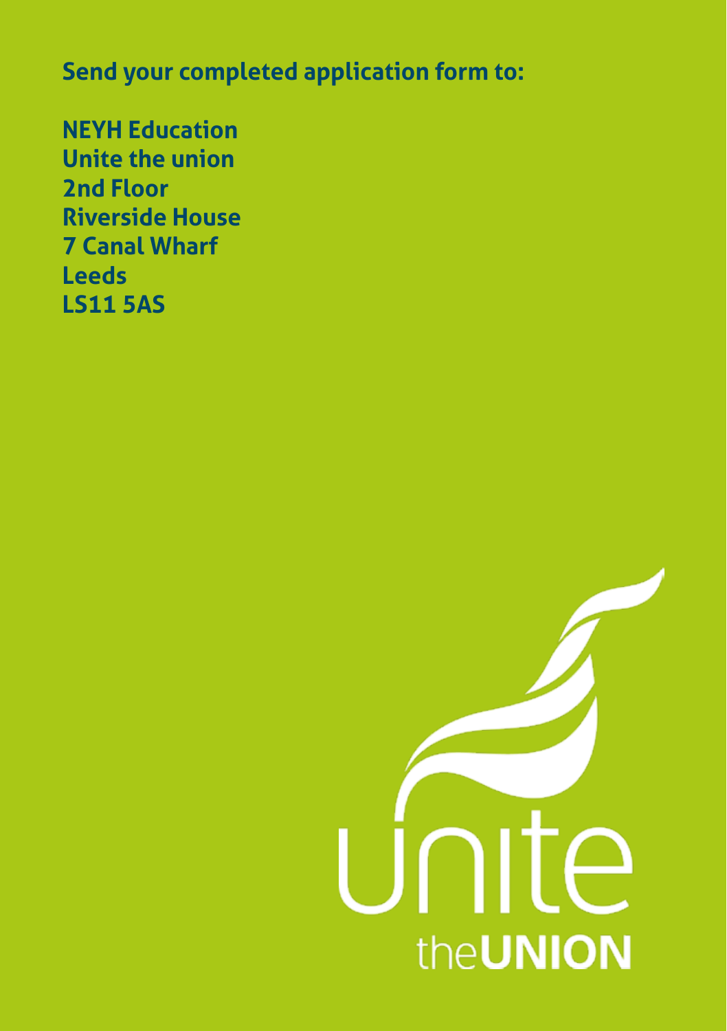**Send your completed application form to:**

**NEYH Education**
**Unite the union**
**2nd Floor**
**Riverside House**
**7 Canal Wharf**
**Leeds**
**LS11 5AS**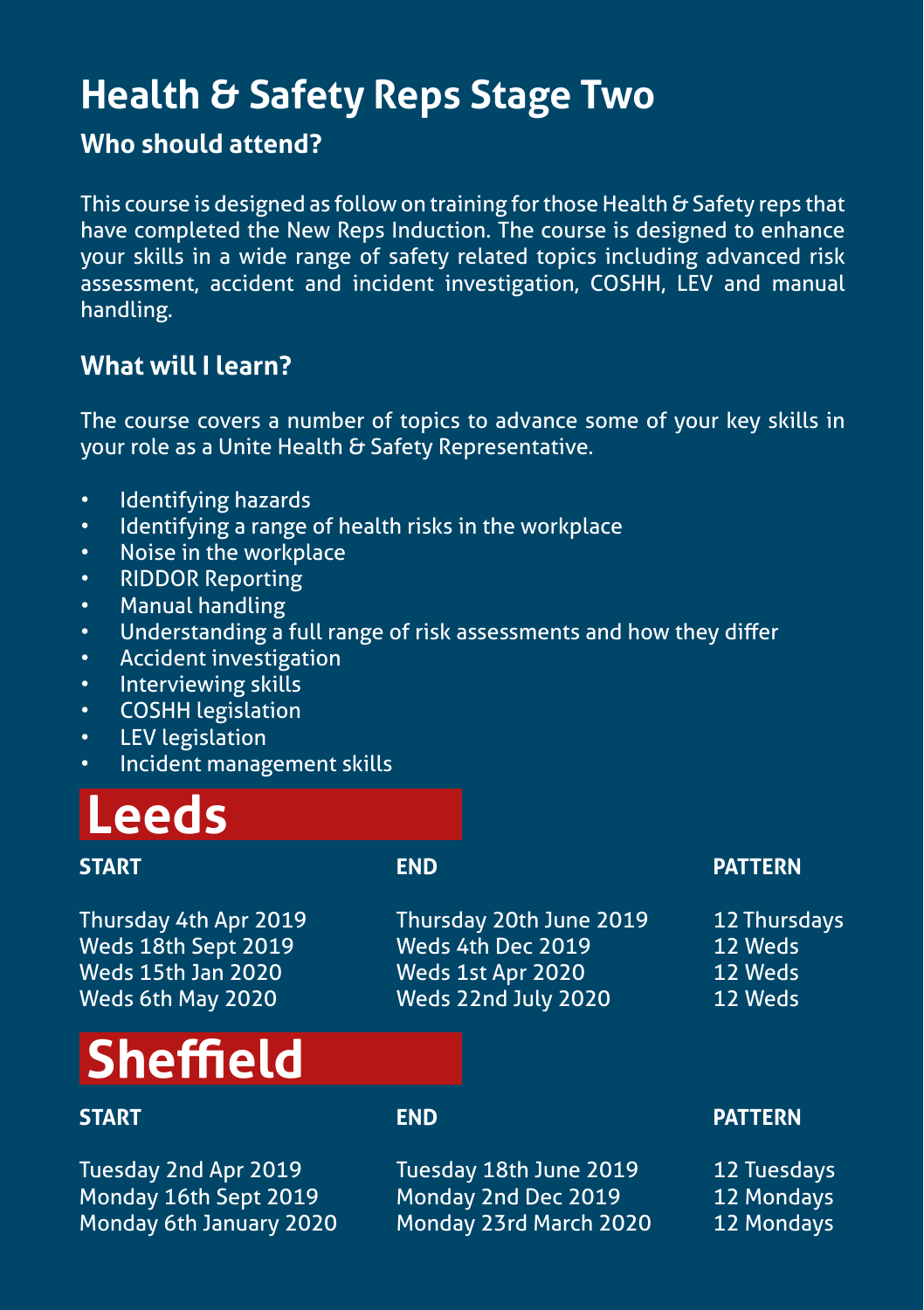# Health & Safety Reps Stage Two

## Who should attend?

This course is designed as follow on training for those Health & Safety reps that have completed the New Reps Induction. The course is designed to enhance your skills in a wide range of safety related topics including advanced risk assessment, accident and incident investigation, COSHH, LEV and manual handling.

## What will I learn?

The course covers a number of topics to advance some of your key skills in your role as a Unite Health & Safety Representative.

- Identifying hazards
- Identifying a range of health risks in the workplace
- Noise in the workplace
- RIDDOR Reporting
- Manual handling
- Understanding a full range of risk assessments and how they differ
- Accident investigation
- Interviewing skills
- COSHH legislation
- LEV legislation
- Incident management skills

## Leeds

| START | END | PATTERN |
|---|---|---|
| Thursday 4th Apr 2019 | Thursday 20th June 2019 | 12 Thursdays |
| Weds 18th Sept 2019 | Weds 4th Dec 2019 | 12 Weds |
| Weds 15th Jan 2020 | Weds 1st Apr 2020 | 12 Weds |
| Weds 6th May 2020 | Weds 22nd July 2020 | 12 Weds |

## Sheffield

| START | END | PATTERN |
|---|---|---|
| Tuesday 2nd Apr 2019 | Tuesday 18th June 2019 | 12 Tuesdays |
| Monday 16th Sept 2019 | Monday 2nd Dec 2019 | 12 Mondays |
| Monday 6th January 2020 | Monday 23rd March 2020 | 12 Mondays |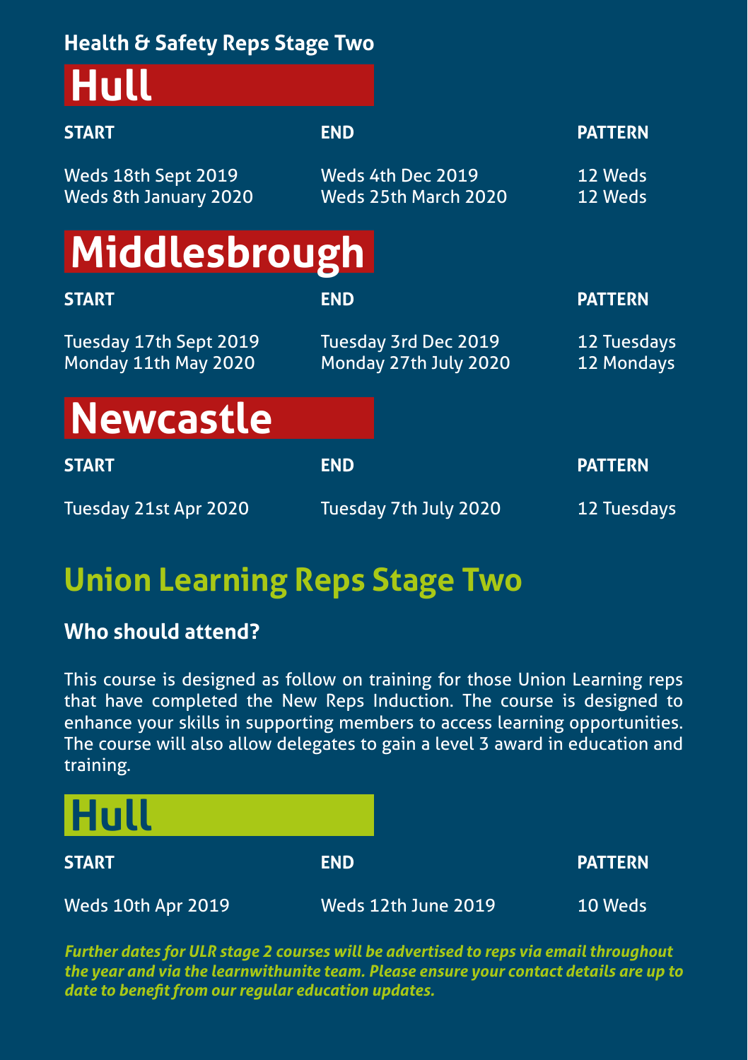**Health & Safety Reps Stage Two**

## Hull

| START | END | PATTERN |
| --- | --- | --- |
| Weds 18th Sept 2019 | Weds 4th Dec 2019 | 12 Weds |
| Weds 8th January 2020 | Weds 25th March 2020 | 12 Weds |

## Middlesbrough

| START | END | PATTERN |
| --- | --- | --- |
| Tuesday 17th Sept 2019 | Tuesday 3rd Dec 2019 | 12 Tuesdays |
| Monday 11th May 2020 | Monday 27th July 2020 | 12 Mondays |

## Newcastle

| START | END | PATTERN |
| --- | --- | --- |
| Tuesday 21st Apr 2020 | Tuesday 7th July 2020 | 12 Tuesdays |

# Union Learning Reps Stage Two

### Who should attend?

This course is designed as follow on training for those Union Learning reps that have completed the New Reps Induction. The course is designed to enhance your skills in supporting members to access learning opportunities. The course will also allow delegates to gain a level 3 award in education and training.

## Hull

| START | END | PATTERN |
| --- | --- | --- |
| Weds 10th Apr 2019 | Weds 12th June 2019 | 10 Weds |

***Further dates for ULR stage 2 courses will be advertised to reps via email throughout the year and via the learnwithunite team. Please ensure your contact details are up to date to benefit from our regular education updates.***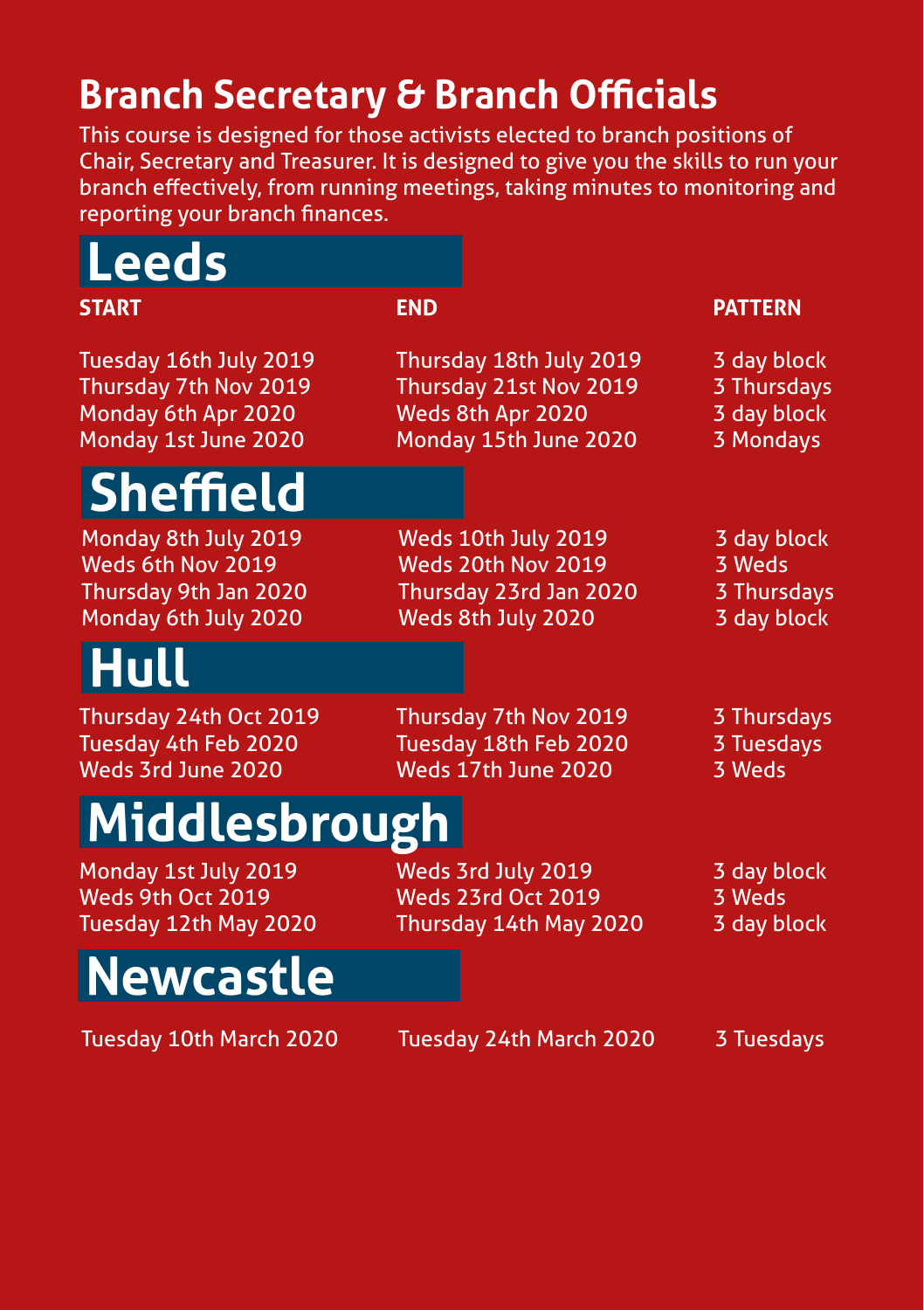# Branch Secretary & Branch Officials

This course is designed for those activists elected to branch positions of Chair, Secretary and Treasurer. It is designed to give you the skills to run your branch effectively, from running meetings, taking minutes to monitoring and reporting your branch finances.

## Leeds

| START | END | PATTERN |
| --- | --- | --- |
| Tuesday 16th July 2019 | Thursday 18th July 2019 | 3 day block |
| Thursday 7th Nov 2019 | Thursday 21st Nov 2019 | 3 Thursdays |
| Monday 6th Apr 2020 | Weds 8th Apr 2020 | 3 day block |
| Monday 1st June 2020 | Monday 15th June 2020 | 3 Mondays |

## Sheffield

| START | END | PATTERN |
| --- | --- | --- |
| Monday 8th July 2019 | Weds 10th July 2019 | 3 day block |
| Weds 6th Nov 2019 | Weds 20th Nov 2019 | 3 Weds |
| Thursday 9th Jan 2020 | Thursday 23rd Jan 2020 | 3 Thursdays |
| Monday 6th July 2020 | Weds 8th July 2020 | 3 day block |

## Hull

| START | END | PATTERN |
| --- | --- | --- |
| Thursday 24th Oct 2019 | Thursday 7th Nov 2019 | 3 Thursdays |
| Tuesday 4th Feb 2020 | Tuesday 18th Feb 2020 | 3 Tuesdays |
| Weds 3rd June 2020 | Weds 17th June 2020 | 3 Weds |

## Middlesbrough

| START | END | PATTERN |
| --- | --- | --- |
| Monday 1st July 2019 | Weds 3rd July 2019 | 3 day block |
| Weds 9th Oct 2019 | Weds 23rd Oct 2019 | 3 Weds |
| Tuesday 12th May 2020 | Thursday 14th May 2020 | 3 day block |

## Newcastle

| START | END | PATTERN |
| --- | --- | --- |
| Tuesday 10th March 2020 | Tuesday 24th March 2020 | 3 Tuesdays |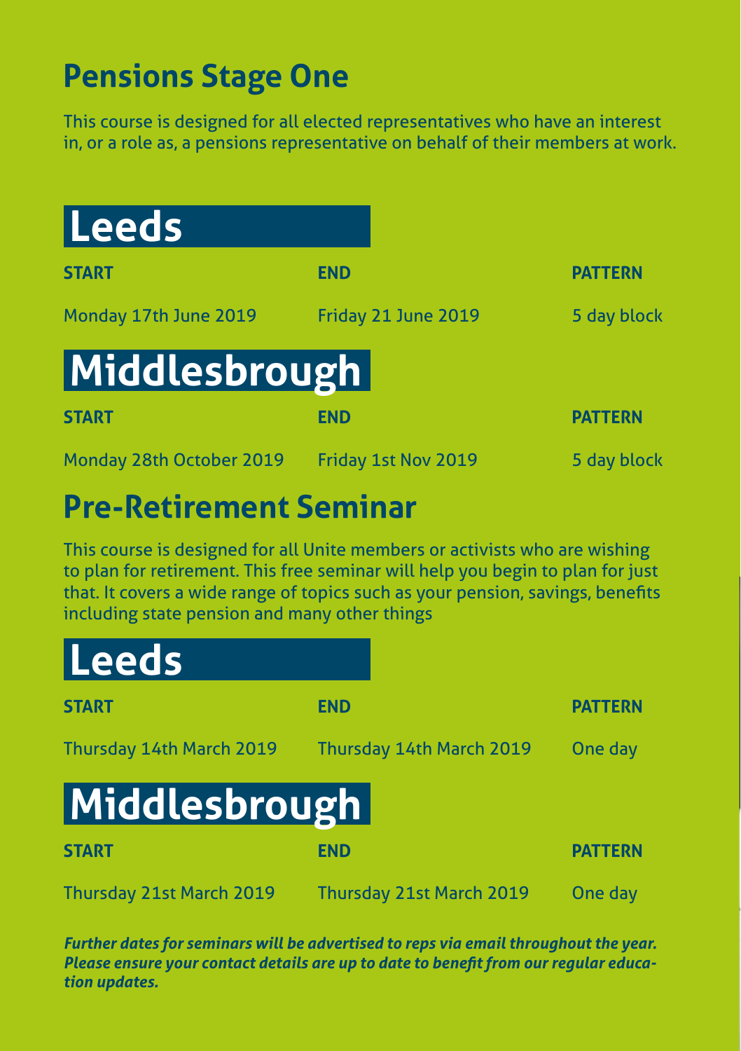## Pensions Stage One

This course is designed for all elected representatives who have an interest in, or a role as, a pensions representative on behalf of their members at work.

### Leeds

| START | END | PATTERN |
|---|---|---|
| Monday 17th June 2019 | Friday 21 June 2019 | 5 day block |

### Middlesbrough

| START | END | PATTERN |
|---|---|---|
| Monday 28th October 2019 | Friday 1st Nov 2019 | 5 day block |

## Pre-Retirement Seminar

This course is designed for all Unite members or activists who are wishing to plan for retirement. This free seminar will help you begin to plan for just that. It covers a wide range of topics such as your pension, savings, benefits including state pension and many other things

### Leeds

| START | END | PATTERN |
|---|---|---|
| Thursday 14th March 2019 | Thursday 14th March 2019 | One day |

### Middlesbrough

| START | END | PATTERN |
|---|---|---|
| Thursday 21st March 2019 | Thursday 21st March 2019 | One day |

***Further dates for seminars will be advertised to reps via email throughout the year. Please ensure your contact details are up to date to benefit from our regular education updates.***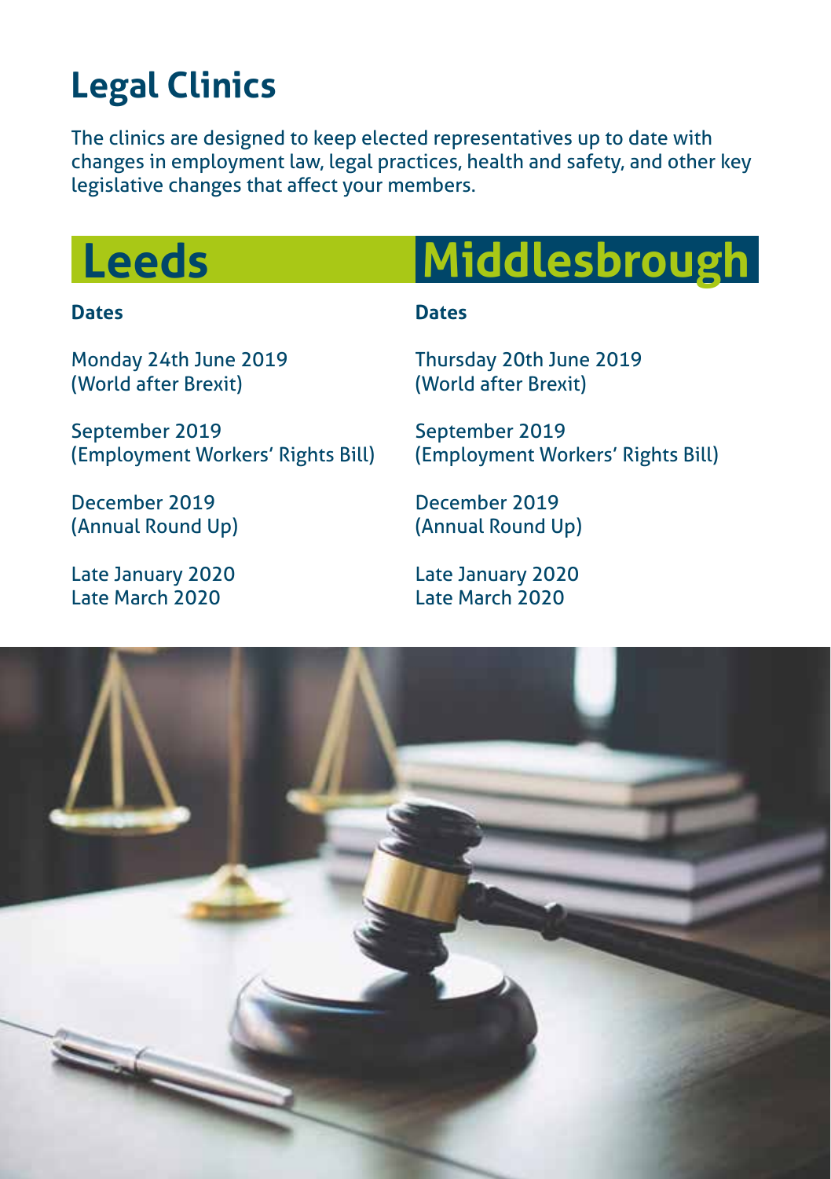# Legal Clinics

The clinics are designed to keep elected representatives up to date with changes in employment law, legal practices, health and safety, and other key legislative changes that affect your members.

## Leeds

**Dates**

Monday 24th June 2019
(World after Brexit)

September 2019
(Employment Workers' Rights Bill)

December 2019
(Annual Round Up)

Late January 2020
Late March 2020

## Middlesbrough

**Dates**

Thursday 20th June 2019
(World after Brexit)

September 2019
(Employment Workers' Rights Bill)

December 2019
(Annual Round Up)

Late January 2020
Late March 2020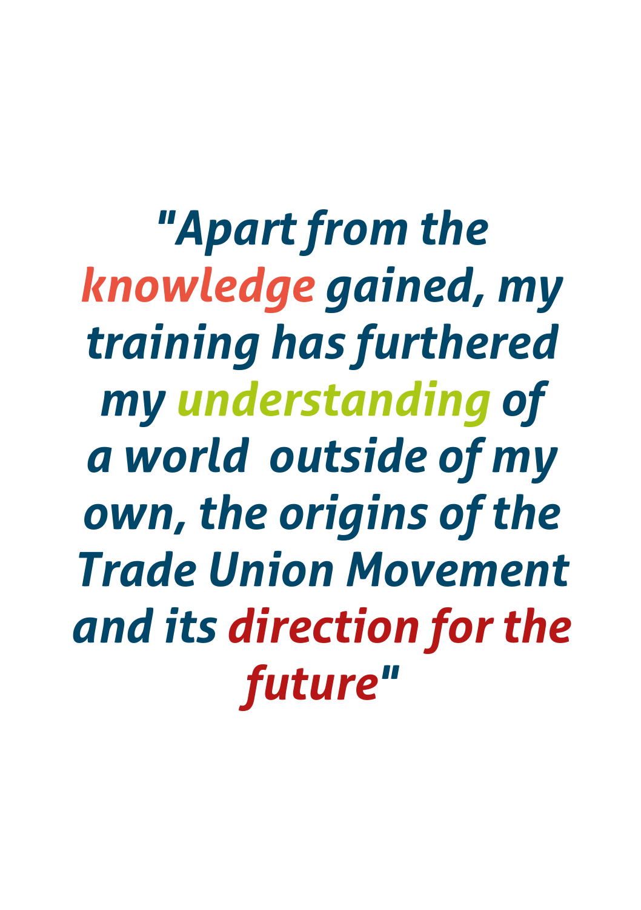*"Apart from the knowledge gained, my training has furthered my understanding of a world outside of my own, the origins of the Trade Union Movement and its direction for the future"*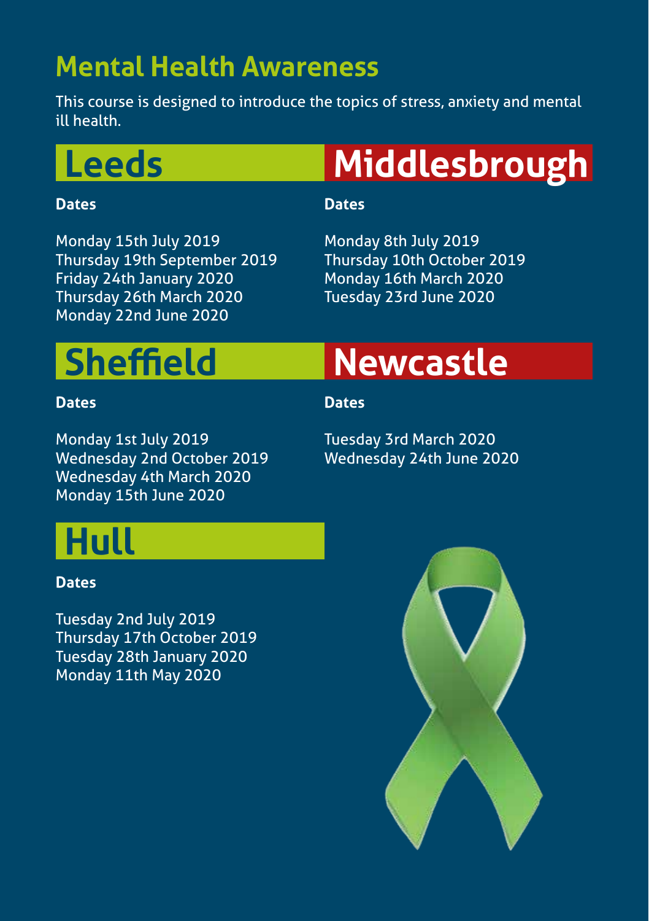# Mental Health Awareness

This course is designed to introduce the topics of stress, anxiety and mental ill health.

## Leeds

**Dates**

Monday 15th July 2019
Thursday 19th September 2019
Friday 24th January 2020
Thursday 26th March 2020
Monday 22nd June 2020

## Middlesbrough

**Dates**

Monday 8th July 2019
Thursday 10th October 2019
Monday 16th March 2020
Tuesday 23rd June 2020

## Sheffield

**Dates**

Monday 1st July 2019
Wednesday 2nd October 2019
Wednesday 4th March 2020
Monday 15th June 2020

## Newcastle

**Dates**

Tuesday 3rd March 2020
Wednesday 24th June 2020

## Hull

**Dates**

Tuesday 2nd July 2019
Thursday 17th October 2019
Tuesday 28th January 2020
Monday 11th May 2020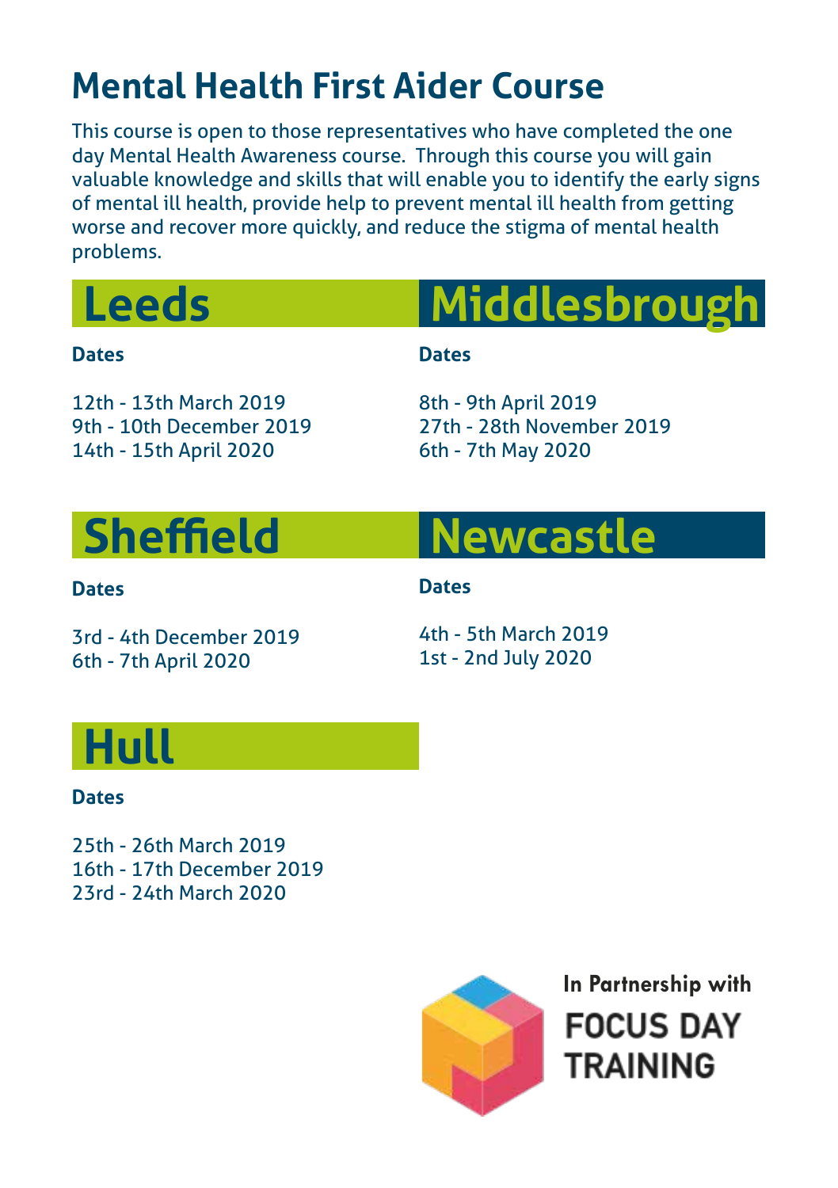# Mental Health First Aider Course

This course is open to those representatives who have completed the one day Mental Health Awareness course. Through this course you will gain valuable knowledge and skills that will enable you to identify the early signs of mental ill health, provide help to prevent mental ill health from getting worse and recover more quickly, and reduce the stigma of mental health problems.

## Leeds

**Dates**

12th - 13th March 2019
9th - 10th December 2019
14th - 15th April 2020

## Middlesbrough

**Dates**

8th - 9th April 2019
27th - 28th November 2019
6th - 7th May 2020

## Sheffield

**Dates**

3rd - 4th December 2019
6th - 7th April 2020

## Newcastle

**Dates**

4th - 5th March 2019
1st - 2nd July 2020

## Hull

**Dates**

25th - 26th March 2019
16th - 17th December 2019
23rd - 24th March 2020

**In Partnership with**

**FOCUS DAY TRAINING**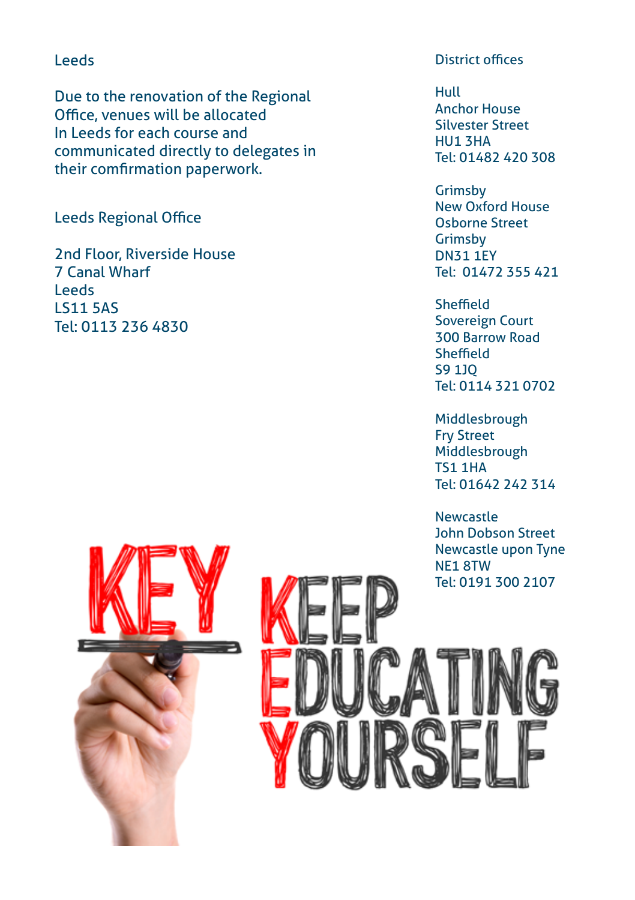## Leeds

Due to the renovation of the Regional Office, venues will be allocated In Leeds for each course and communicated directly to delegates in their comfirmation paperwork.

### Leeds Regional Office

2nd Floor, Riverside House
7 Canal Wharf
Leeds
LS11 5AS
Tel: 0113 236 4830

## District offices

**Hull**
Anchor House
Silvester Street
HU1 3HA
Tel: 01482 420 308

**Grimsby**
New Oxford House
Osborne Street
Grimsby
DN31 1EY
Tel: 01472 355 421

**Sheffield**
Sovereign Court
300 Barrow Road
Sheffield
S9 1JQ
Tel: 0114 321 0702

**Middlesbrough**
Fry Street
Middlesbrough
TS1 1HA
Tel: 01642 242 314

**Newcastle**
John Dobson Street
Newcastle upon Tyne
NE1 8TW
Tel: 0191 300 2107

KEY
KEEP EDUCATING YOURSELF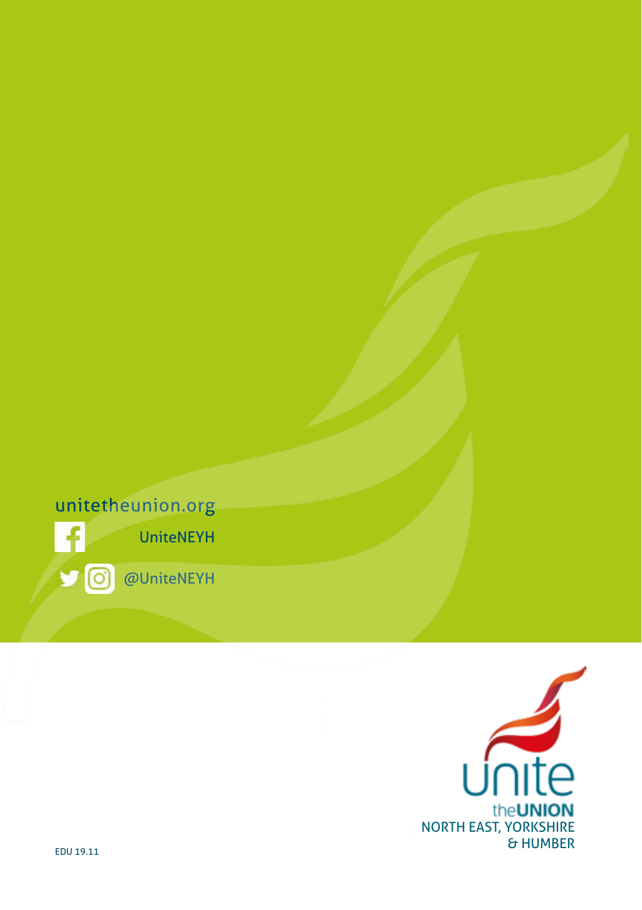unitetheunion.org

UniteNEYH

@UniteNEYH

unite
theUNION
NORTH EAST, YORKSHIRE
& HUMBER

EDU 19.11